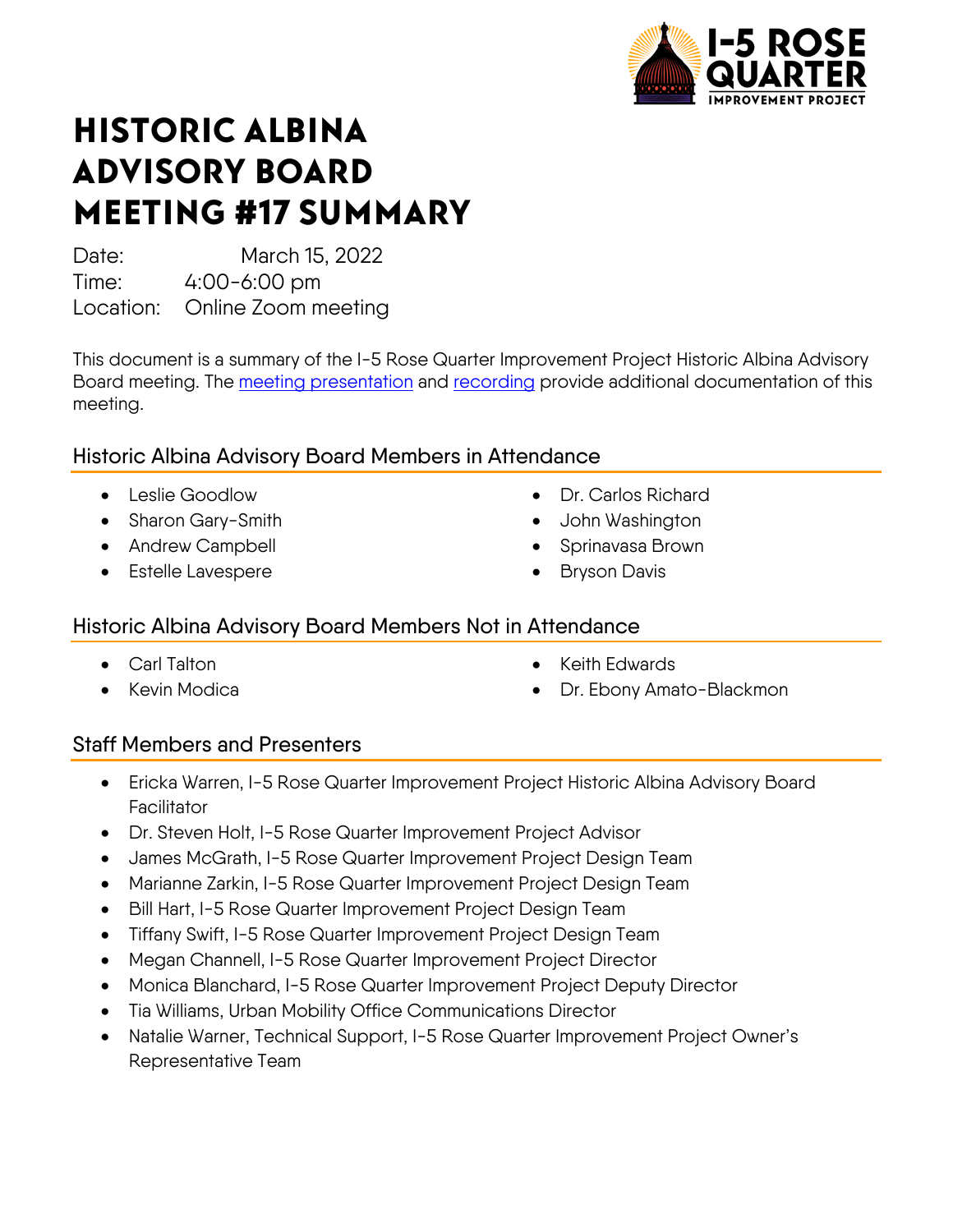# HISTORIC ALBINA ADVISORY BOARD MEETING #17 SUMMARY

Date: March 15, 2022
Time: 4:00-6:00 pm
Location: Online Zoom meeting

This document is a summary of the I-5 Rose Quarter Improvement Project Historic Albina Advisory Board meeting. The meeting presentation and recording provide additional documentation of this meeting.

## Historic Albina Advisory Board Members in Attendance

- Leslie Goodlow
- Sharon Gary-Smith
- Andrew Campbell
- Estelle Lavespere
- Dr. Carlos Richard
- John Washington
- Sprinavasa Brown
- Bryson Davis

## Historic Albina Advisory Board Members Not in Attendance

- Carl Talton
- Kevin Modica
- Keith Edwards
- Dr. Ebony Amato-Blackmon

## Staff Members and Presenters

- Ericka Warren, I-5 Rose Quarter Improvement Project Historic Albina Advisory Board Facilitator
- Dr. Steven Holt, I-5 Rose Quarter Improvement Project Advisor
- James McGrath, I-5 Rose Quarter Improvement Project Design Team
- Marianne Zarkin, I-5 Rose Quarter Improvement Project Design Team
- Bill Hart, I-5 Rose Quarter Improvement Project Design Team
- Tiffany Swift, I-5 Rose Quarter Improvement Project Design Team
- Megan Channell, I-5 Rose Quarter Improvement Project Director
- Monica Blanchard, I-5 Rose Quarter Improvement Project Deputy Director
- Tia Williams, Urban Mobility Office Communications Director
- Natalie Warner, Technical Support, I-5 Rose Quarter Improvement Project Owner's Representative Team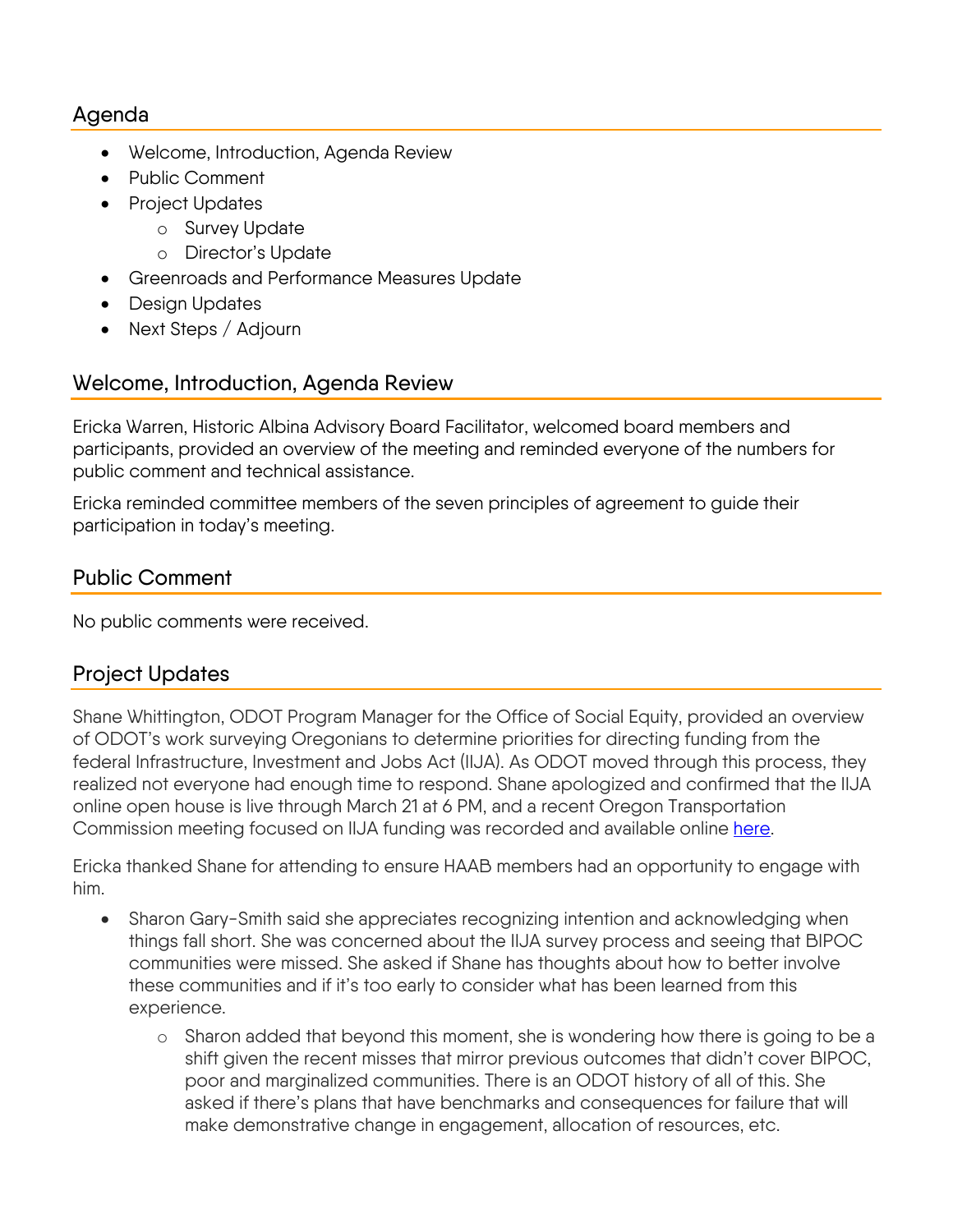## Agenda

- Welcome, Introduction, Agenda Review
- Public Comment
- Project Updates
    - Survey Update
    - Director's Update
- Greenroads and Performance Measures Update
- Design Updates
- Next Steps / Adjourn

## Welcome, Introduction, Agenda Review

Ericka Warren, Historic Albina Advisory Board Facilitator, welcomed board members and participants, provided an overview of the meeting and reminded everyone of the numbers for public comment and technical assistance.

Ericka reminded committee members of the seven principles of agreement to guide their participation in today's meeting.

## Public Comment

No public comments were received.

## Project Updates

Shane Whittington, ODOT Program Manager for the Office of Social Equity, provided an overview of ODOT's work surveying Oregonians to determine priorities for directing funding from the federal Infrastructure, Investment and Jobs Act (IIJA). As ODOT moved through this process, they realized not everyone had enough time to respond. Shane apologized and confirmed that the IIJA online open house is live through March 21 at 6 PM, and a recent Oregon Transportation Commission meeting focused on IIJA funding was recorded and available online here.

Ericka thanked Shane for attending to ensure HAAB members had an opportunity to engage with him.

- Sharon Gary-Smith said she appreciates recognizing intention and acknowledging when things fall short. She was concerned about the IIJA survey process and seeing that BIPOC communities were missed. She asked if Shane has thoughts about how to better involve these communities and if it's too early to consider what has been learned from this experience.
    - Sharon added that beyond this moment, she is wondering how there is going to be a shift given the recent misses that mirror previous outcomes that didn't cover BIPOC, poor and marginalized communities. There is an ODOT history of all of this. She asked if there's plans that have benchmarks and consequences for failure that will make demonstrative change in engagement, allocation of resources, etc.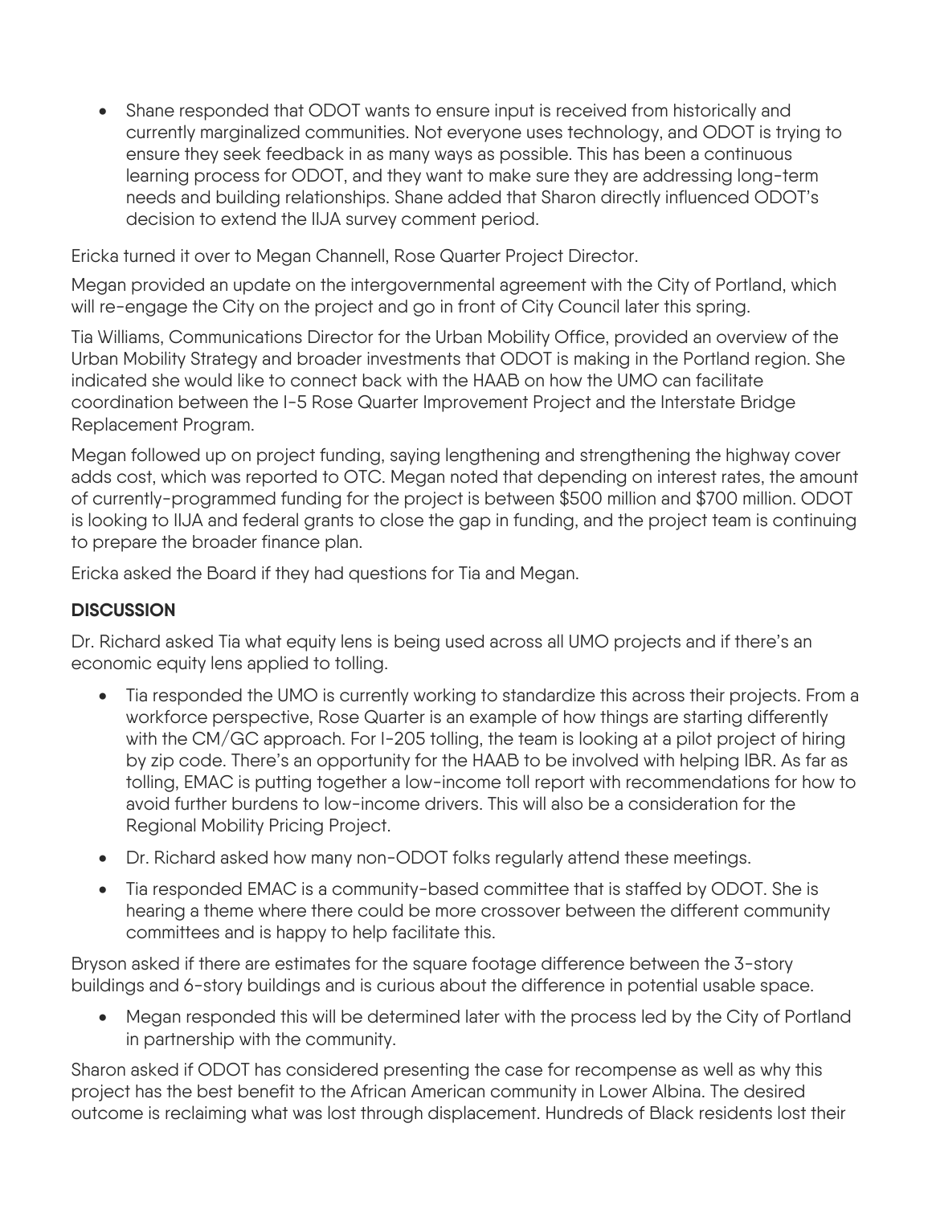- Shane responded that ODOT wants to ensure input is received from historically and currently marginalized communities. Not everyone uses technology, and ODOT is trying to ensure they seek feedback in as many ways as possible. This has been a continuous learning process for ODOT, and they want to make sure they are addressing long-term needs and building relationships. Shane added that Sharon directly influenced ODOT's decision to extend the IIJA survey comment period.

Ericka turned it over to Megan Channell, Rose Quarter Project Director.

Megan provided an update on the intergovernmental agreement with the City of Portland, which will re-engage the City on the project and go in front of City Council later this spring.

Tia Williams, Communications Director for the Urban Mobility Office, provided an overview of the Urban Mobility Strategy and broader investments that ODOT is making in the Portland region. She indicated she would like to connect back with the HAAB on how the UMO can facilitate coordination between the I-5 Rose Quarter Improvement Project and the Interstate Bridge Replacement Program.

Megan followed up on project funding, saying lengthening and strengthening the highway cover adds cost, which was reported to OTC. Megan noted that depending on interest rates, the amount of currently-programmed funding for the project is between $500 million and $700 million. ODOT is looking to IIJA and federal grants to close the gap in funding, and the project team is continuing to prepare the broader finance plan.

Ericka asked the Board if they had questions for Tia and Megan.

## DISCUSSION

Dr. Richard asked Tia what equity lens is being used across all UMO projects and if there's an economic equity lens applied to tolling.

- Tia responded the UMO is currently working to standardize this across their projects. From a workforce perspective, Rose Quarter is an example of how things are starting differently with the CM/GC approach. For I-205 tolling, the team is looking at a pilot project of hiring by zip code. There's an opportunity for the HAAB to be involved with helping IBR. As far as tolling, EMAC is putting together a low-income toll report with recommendations for how to avoid further burdens to low-income drivers. This will also be a consideration for the Regional Mobility Pricing Project.
- Dr. Richard asked how many non-ODOT folks regularly attend these meetings.
- Tia responded EMAC is a community-based committee that is staffed by ODOT. She is hearing a theme where there could be more crossover between the different community committees and is happy to help facilitate this.

Bryson asked if there are estimates for the square footage difference between the 3-story buildings and 6-story buildings and is curious about the difference in potential usable space.

- Megan responded this will be determined later with the process led by the City of Portland in partnership with the community.

Sharon asked if ODOT has considered presenting the case for recompense as well as why this project has the best benefit to the African American community in Lower Albina. The desired outcome is reclaiming what was lost through displacement. Hundreds of Black residents lost their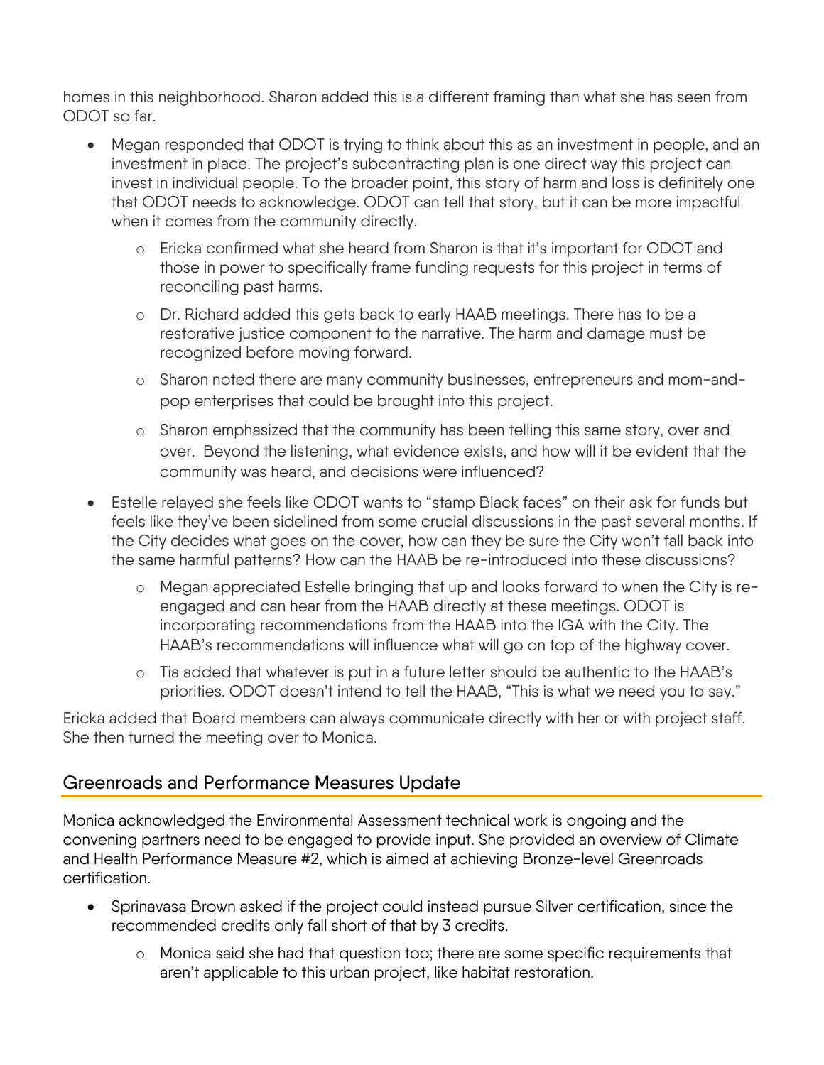homes in this neighborhood. Sharon added this is a different framing than what she has seen from ODOT so far.

- Megan responded that ODOT is trying to think about this as an investment in people, and an investment in place. The project's subcontracting plan is one direct way this project can invest in individual people. To the broader point, this story of harm and loss is definitely one that ODOT needs to acknowledge. ODOT can tell that story, but it can be more impactful when it comes from the community directly.
  - Ericka confirmed what she heard from Sharon is that it's important for ODOT and those in power to specifically frame funding requests for this project in terms of reconciling past harms.
  - Dr. Richard added this gets back to early HAAB meetings. There has to be a restorative justice component to the narrative. The harm and damage must be recognized before moving forward.
  - Sharon noted there are many community businesses, entrepreneurs and mom-and-pop enterprises that could be brought into this project.
  - Sharon emphasized that the community has been telling this same story, over and over. Beyond the listening, what evidence exists, and how will it be evident that the community was heard, and decisions were influenced?
- Estelle relayed she feels like ODOT wants to "stamp Black faces" on their ask for funds but feels like they've been sidelined from some crucial discussions in the past several months. If the City decides what goes on the cover, how can they be sure the City won't fall back into the same harmful patterns? How can the HAAB be re-introduced into these discussions?
  - Megan appreciated Estelle bringing that up and looks forward to when the City is re-engaged and can hear from the HAAB directly at these meetings. ODOT is incorporating recommendations from the HAAB into the IGA with the City. The HAAB's recommendations will influence what will go on top of the highway cover.
  - Tia added that whatever is put in a future letter should be authentic to the HAAB's priorities. ODOT doesn't intend to tell the HAAB, "This is what we need you to say."

Ericka added that Board members can always communicate directly with her or with project staff. She then turned the meeting over to Monica.

## Greenroads and Performance Measures Update

Monica acknowledged the Environmental Assessment technical work is ongoing and the convening partners need to be engaged to provide input. She provided an overview of Climate and Health Performance Measure #2, which is aimed at achieving Bronze-level Greenroads certification.

- Sprinavasa Brown asked if the project could instead pursue Silver certification, since the recommended credits only fall short of that by 3 credits.
  - Monica said she had that question too; there are some specific requirements that aren't applicable to this urban project, like habitat restoration.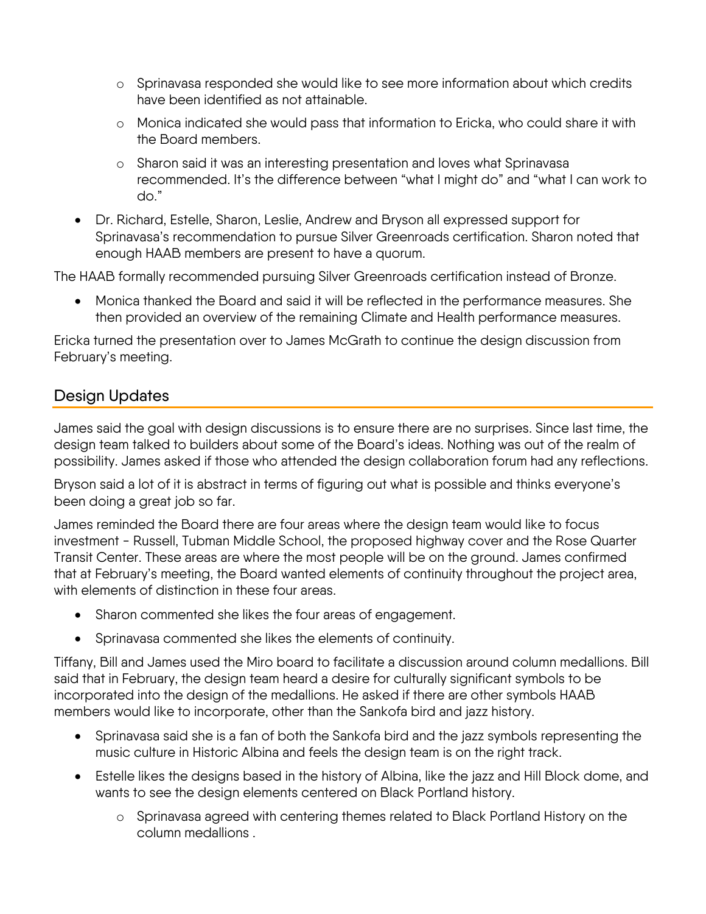- Sprinavasa responded she would like to see more information about which credits have been identified as not attainable.
  - Monica indicated she would pass that information to Ericka, who could share it with the Board members.
  - Sharon said it was an interesting presentation and loves what Sprinavasa recommended. It's the difference between "what I might do" and "what I can work to do."
- Dr. Richard, Estelle, Sharon, Leslie, Andrew and Bryson all expressed support for Sprinavasa's recommendation to pursue Silver Greenroads certification. Sharon noted that enough HAAB members are present to have a quorum.

The HAAB formally recommended pursuing Silver Greenroads certification instead of Bronze.

- Monica thanked the Board and said it will be reflected in the performance measures. She then provided an overview of the remaining Climate and Health performance measures.

Ericka turned the presentation over to James McGrath to continue the design discussion from February's meeting.

## Design Updates

James said the goal with design discussions is to ensure there are no surprises. Since last time, the design team talked to builders about some of the Board's ideas. Nothing was out of the realm of possibility. James asked if those who attended the design collaboration forum had any reflections.

Bryson said a lot of it is abstract in terms of figuring out what is possible and thinks everyone's been doing a great job so far.

James reminded the Board there are four areas where the design team would like to focus investment - Russell, Tubman Middle School, the proposed highway cover and the Rose Quarter Transit Center. These areas are where the most people will be on the ground. James confirmed that at February's meeting, the Board wanted elements of continuity throughout the project area, with elements of distinction in these four areas.

- Sharon commented she likes the four areas of engagement.
- Sprinavasa commented she likes the elements of continuity.

Tiffany, Bill and James used the Miro board to facilitate a discussion around column medallions. Bill said that in February, the design team heard a desire for culturally significant symbols to be incorporated into the design of the medallions. He asked if there are other symbols HAAB members would like to incorporate, other than the Sankofa bird and jazz history.

- Sprinavasa said she is a fan of both the Sankofa bird and the jazz symbols representing the music culture in Historic Albina and feels the design team is on the right track.
- Estelle likes the designs based in the history of Albina, like the jazz and Hill Block dome, and wants to see the design elements centered on Black Portland history.
  - Sprinavasa agreed with centering themes related to Black Portland History on the column medallions .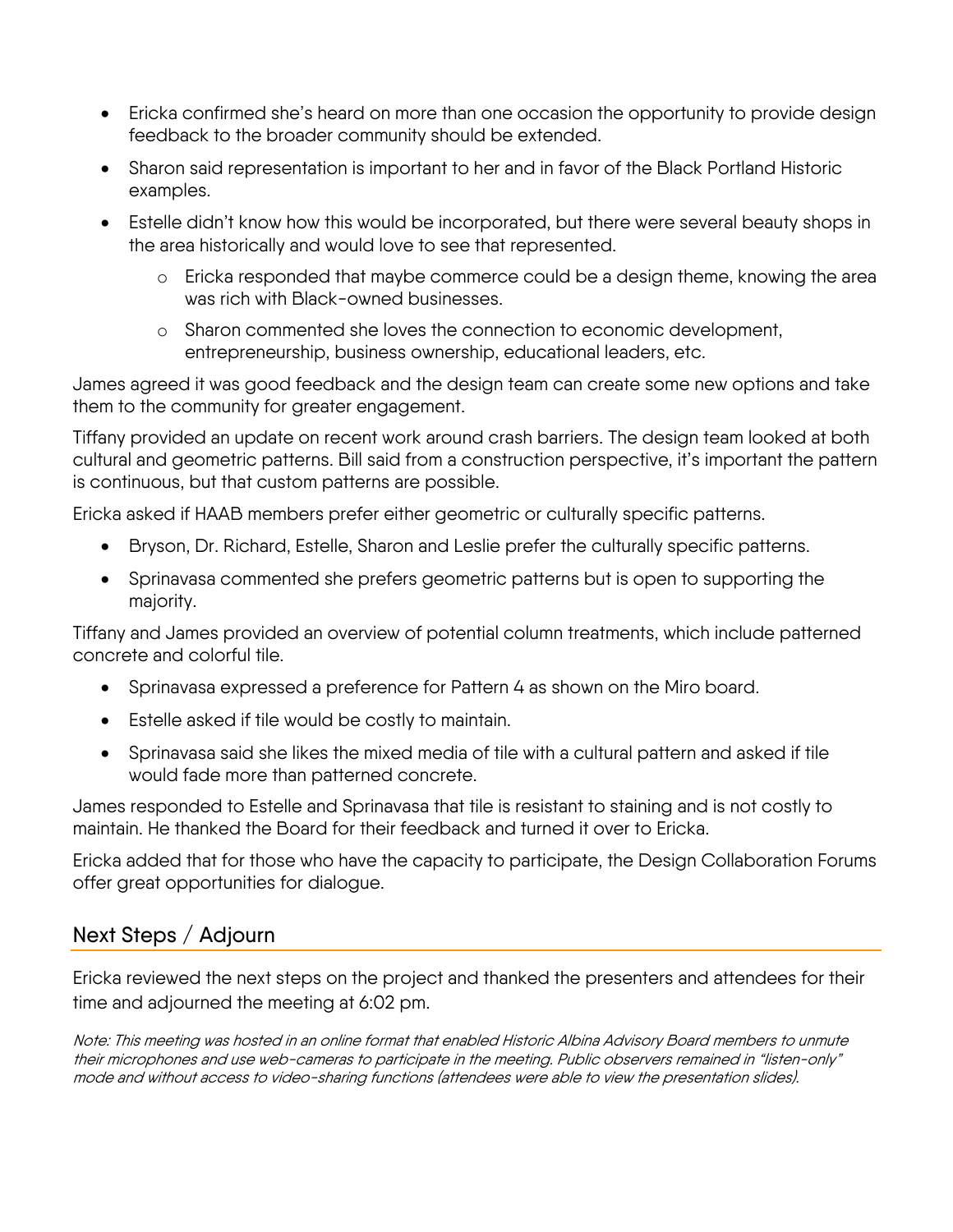- Ericka confirmed she's heard on more than one occasion the opportunity to provide design feedback to the broader community should be extended.
- Sharon said representation is important to her and in favor of the Black Portland Historic examples.
- Estelle didn't know how this would be incorporated, but there were several beauty shops in the area historically and would love to see that represented.
  - Ericka responded that maybe commerce could be a design theme, knowing the area was rich with Black-owned businesses.
  - Sharon commented she loves the connection to economic development, entrepreneurship, business ownership, educational leaders, etc.

James agreed it was good feedback and the design team can create some new options and take them to the community for greater engagement.

Tiffany provided an update on recent work around crash barriers. The design team looked at both cultural and geometric patterns. Bill said from a construction perspective, it's important the pattern is continuous, but that custom patterns are possible.

Ericka asked if HAAB members prefer either geometric or culturally specific patterns.

- Bryson, Dr. Richard, Estelle, Sharon and Leslie prefer the culturally specific patterns.
- Sprinavasa commented she prefers geometric patterns but is open to supporting the majority.

Tiffany and James provided an overview of potential column treatments, which include patterned concrete and colorful tile.

- Sprinavasa expressed a preference for Pattern 4 as shown on the Miro board.
- Estelle asked if tile would be costly to maintain.
- Sprinavasa said she likes the mixed media of tile with a cultural pattern and asked if tile would fade more than patterned concrete.

James responded to Estelle and Sprinavasa that tile is resistant to staining and is not costly to maintain. He thanked the Board for their feedback and turned it over to Ericka.

Ericka added that for those who have the capacity to participate, the Design Collaboration Forums offer great opportunities for dialogue.

## Next Steps / Adjourn

Ericka reviewed the next steps on the project and thanked the presenters and attendees for their time and adjourned the meeting at 6:02 pm.

*Note: This meeting was hosted in an online format that enabled Historic Albina Advisory Board members to unmute their microphones and use web-cameras to participate in the meeting. Public observers remained in "listen-only" mode and without access to video-sharing functions (attendees were able to view the presentation slides).*